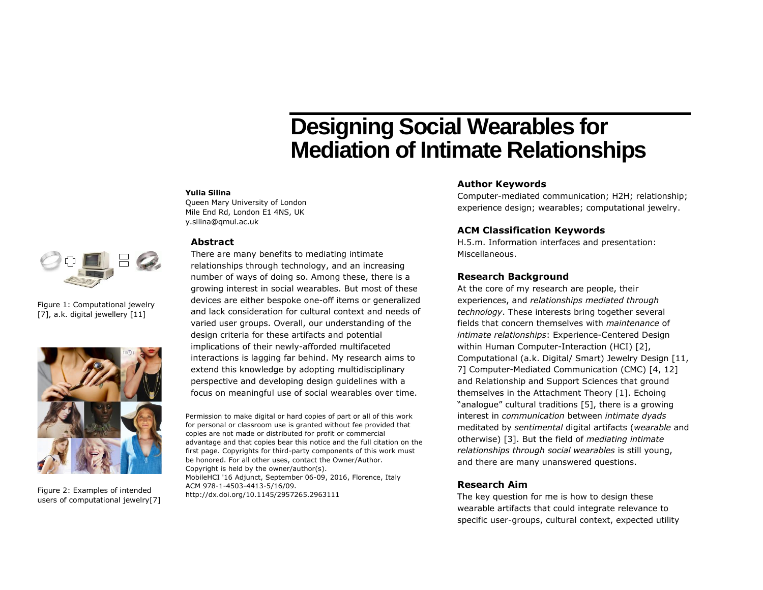# Designing Social Wearables for Mediation of Intimate Relationships

**Yulia Silina**
Queen Mary University of London
Mile End Rd, London E1 4NS, UK
y.silina@qmul.ac.uk

Figure 1: Computational jewelry [7], a.k. digital jewellery [11]

Figure 2: Examples of intended users of computational jewelry[7]

## Abstract

There are many benefits to mediating intimate relationships through technology, and an increasing number of ways of doing so. Among these, there is a growing interest in social wearables. But most of these devices are either bespoke one-off items or generalized and lack consideration for cultural context and needs of varied user groups. Overall, our understanding of the design criteria for these artifacts and potential implications of their newly-afforded multifaceted interactions is lagging far behind. My research aims to extend this knowledge by adopting multidisciplinary perspective and developing design guidelines with a focus on meaningful use of social wearables over time.

Permission to make digital or hard copies of part or all of this work for personal or classroom use is granted without fee provided that copies are not made or distributed for profit or commercial advantage and that copies bear this notice and the full citation on the first page. Copyrights for third-party components of this work must be honored. For all other uses, contact the Owner/Author.
Copyright is held by the owner/author(s).
MobileHCI '16 Adjunct, September 06-09, 2016, Florence, Italy
ACM 978-1-4503-4413-5/16/09.
http://dx.doi.org/10.1145/2957265.2963111

## Author Keywords

Computer-mediated communication; H2H; relationship; experience design; wearables; computational jewelry.

## ACM Classification Keywords

H.5.m. Information interfaces and presentation: Miscellaneous.

## Research Background

At the core of my research are people, their experiences, and *relationships mediated through technology*. These interests bring together several fields that concern themselves with *maintenance* of *intimate relationships*: Experience-Centered Design within Human Computer-Interaction (HCI) [2], Computational (a.k. Digital/ Smart) Jewelry Design [11, 7] Computer-Mediated Communication (CMC) [4, 12] and Relationship and Support Sciences that ground themselves in the Attachment Theory [1]. Echoing "analogue" cultural traditions [5], there is a growing interest in *communication* between *intimate dyads* meditated by *sentimental* digital artifacts (*wearable* and otherwise) [3]. But the field of *mediating intimate relationships through social wearables* is still young, and there are many unanswered questions.

## Research Aim

The key question for me is how to design these wearable artifacts that could integrate relevance to specific user-groups, cultural context, expected utility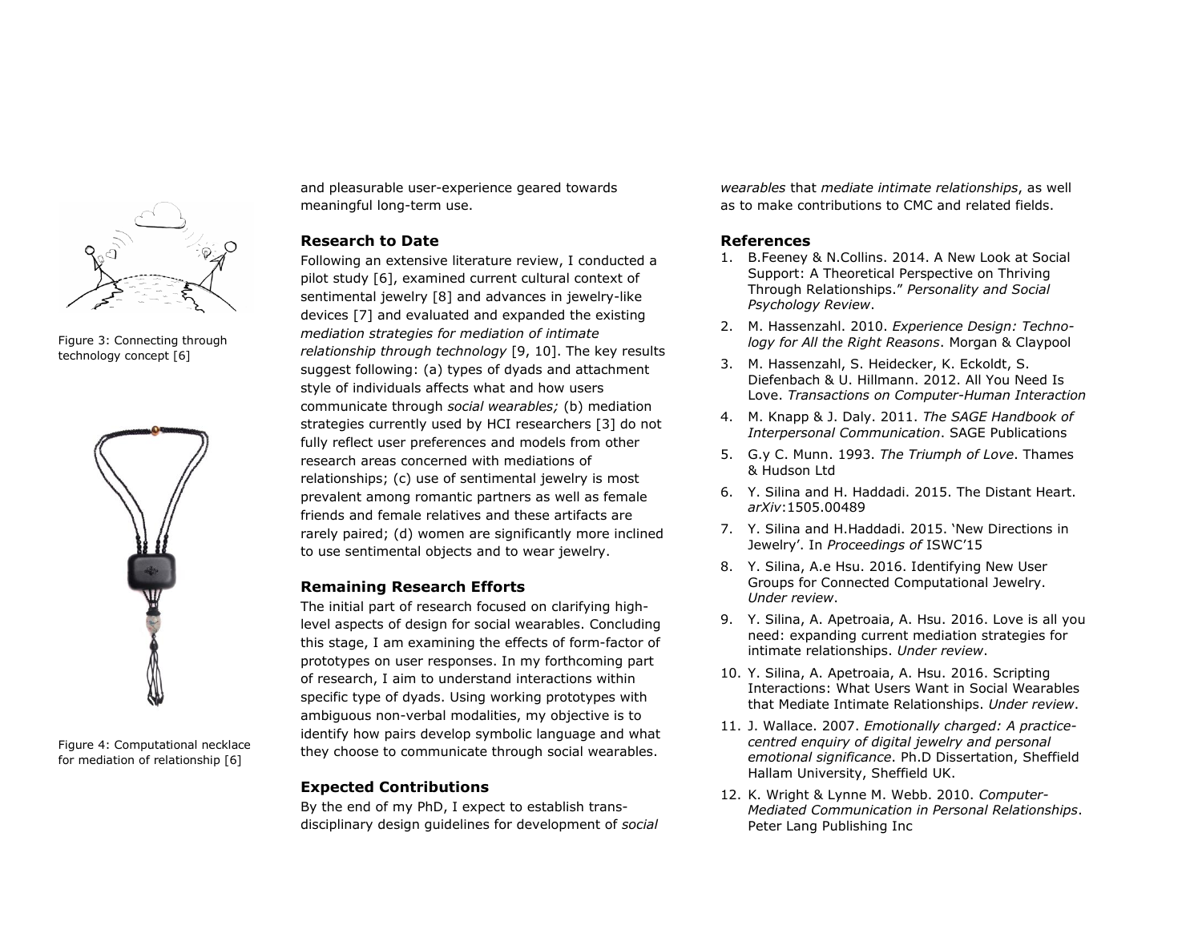Figure 3: Connecting through technology concept [6]

Figure 4: Computational necklace for mediation of relationship [6]

and pleasurable user-experience geared towards meaningful long-term use.

## Research to Date

Following an extensive literature review, I conducted a pilot study [6], examined current cultural context of sentimental jewelry [8] and advances in jewelry-like devices [7] and evaluated and expanded the existing *mediation strategies for mediation of intimate relationship through technology* [9, 10]. The key results suggest following: (a) types of dyads and attachment style of individuals affects what and how users communicate through *social wearables;* (b) mediation strategies currently used by HCI researchers [3] do not fully reflect user preferences and models from other research areas concerned with mediations of relationships; (c) use of sentimental jewelry is most prevalent among romantic partners as well as female friends and female relatives and these artifacts are rarely paired; (d) women are significantly more inclined to use sentimental objects and to wear jewelry.

## Remaining Research Efforts

The initial part of research focused on clarifying high-level aspects of design for social wearables. Concluding this stage, I am examining the effects of form-factor of prototypes on user responses. In my forthcoming part of research, I aim to understand interactions within specific type of dyads. Using working prototypes with ambiguous non-verbal modalities, my objective is to identify how pairs develop symbolic language and what they choose to communicate through social wearables.

## Expected Contributions

By the end of my PhD, I expect to establish trans-disciplinary design guidelines for development of *social wearables* that *mediate intimate relationships*, as well as to make contributions to CMC and related fields.

## References

1. B.Feeney & N.Collins. 2014. A New Look at Social Support: A Theoretical Perspective on Thriving Through Relationships." *Personality and Social Psychology Review*.
2. M. Hassenzahl. 2010. *Experience Design: Technology for All the Right Reasons*. Morgan & Claypool
3. M. Hassenzahl, S. Heidecker, K. Eckoldt, S. Diefenbach & U. Hillmann. 2012. All You Need Is Love. *Transactions on Computer-Human Interaction*
4. M. Knapp & J. Daly. 2011. *The SAGE Handbook of Interpersonal Communication*. SAGE Publications
5. G.y C. Munn. 1993. *The Triumph of Love*. Thames & Hudson Ltd
6. Y. Silina and H. Haddadi. 2015. The Distant Heart. *arXiv*:1505.00489
7. Y. Silina and H.Haddadi. 2015. 'New Directions in Jewelry'. In *Proceedings of* ISWC'15
8. Y. Silina, A.e Hsu. 2016. Identifying New User Groups for Connected Computational Jewelry. *Under review*.
9. Y. Silina, A. Apetroaia, A. Hsu. 2016. Love is all you need: expanding current mediation strategies for intimate relationships. *Under review*.
10. Y. Silina, A. Apetroaia, A. Hsu. 2016. Scripting Interactions: What Users Want in Social Wearables that Mediate Intimate Relationships. *Under review*.
11. J. Wallace. 2007. *Emotionally charged: A practice-centred enquiry of digital jewelry and personal emotional significance*. Ph.D Dissertation, Sheffield Hallam University, Sheffield UK.
12. K. Wright & Lynne M. Webb. 2010. *Computer-Mediated Communication in Personal Relationships*. Peter Lang Publishing Inc